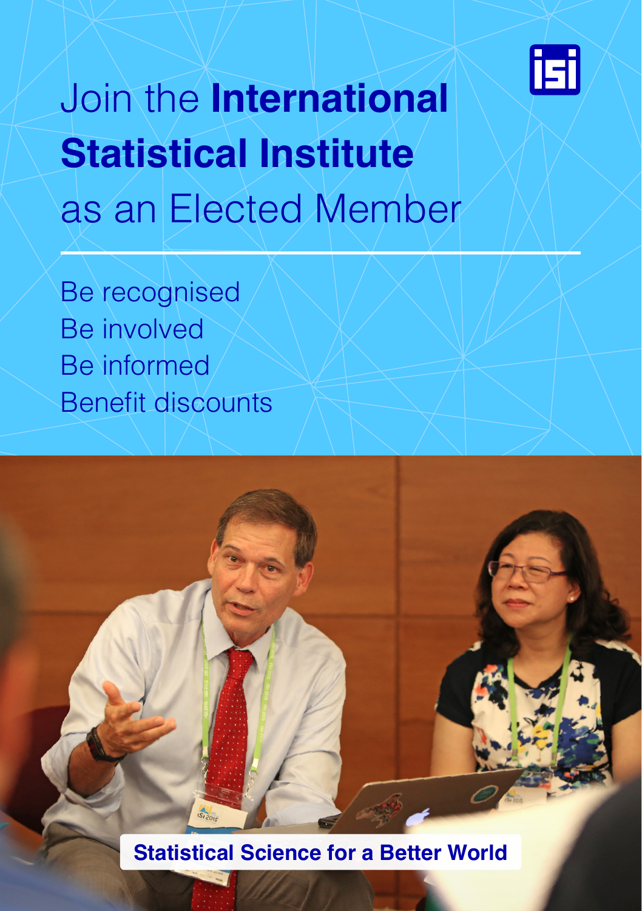# Join the **International Statistical Institute** as an Elected Member

Be recognised
Be involved
Be informed
Benefit discounts

**Statistical Science for a Better World**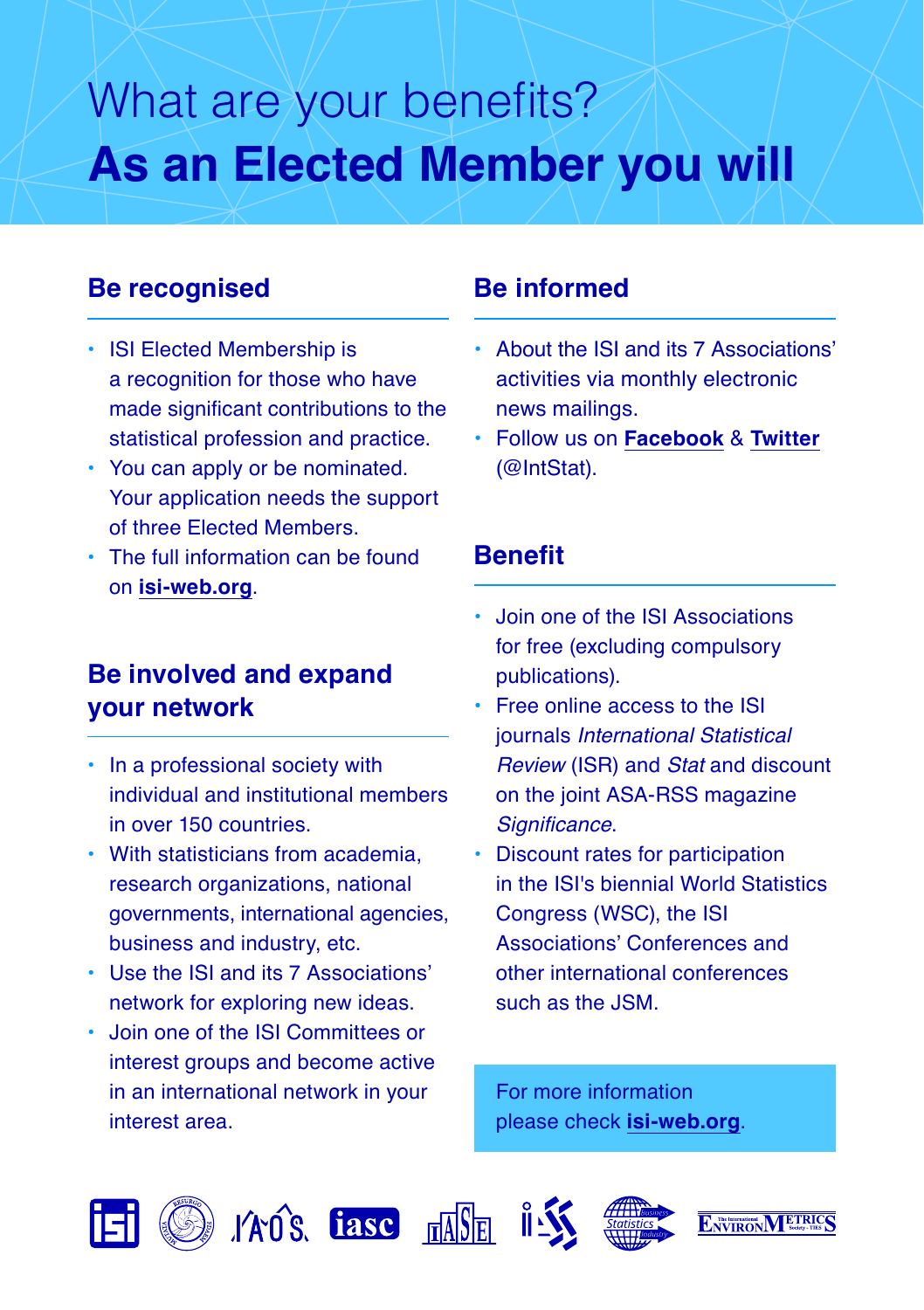# What are your benefits?

# **As an Elected Member you will**

## Be recognised

- ISI Elected Membership is a recognition for those who have made significant contributions to the statistical profession and practice.
- You can apply or be nominated. Your application needs the support of three Elected Members.
- The full information can be found on **isi-web.org**.

## Be involved and expand your network

- In a professional society with individual and institutional members in over 150 countries.
- With statisticians from academia, research organizations, national governments, international agencies, business and industry, etc.
- Use the ISI and its 7 Associations' network for exploring new ideas.
- Join one of the ISI Committees or interest groups and become active in an international network in your interest area.

## Be informed

- About the ISI and its 7 Associations' activities via monthly electronic news mailings.
- Follow us on **Facebook** & **Twitter** (@IntStat).

## Benefit

- Join one of the ISI Associations for free (excluding compulsory publications).
- Free online access to the ISI journals *International Statistical Review* (ISR) and *Stat* and discount on the joint ASA-RSS magazine *Significance*.
- Discount rates for participation in the ISI's biennial World Statistics Congress (WSC), the ISI Associations' Conferences and other international conferences such as the JSM.

For more information please check **isi-web.org**.